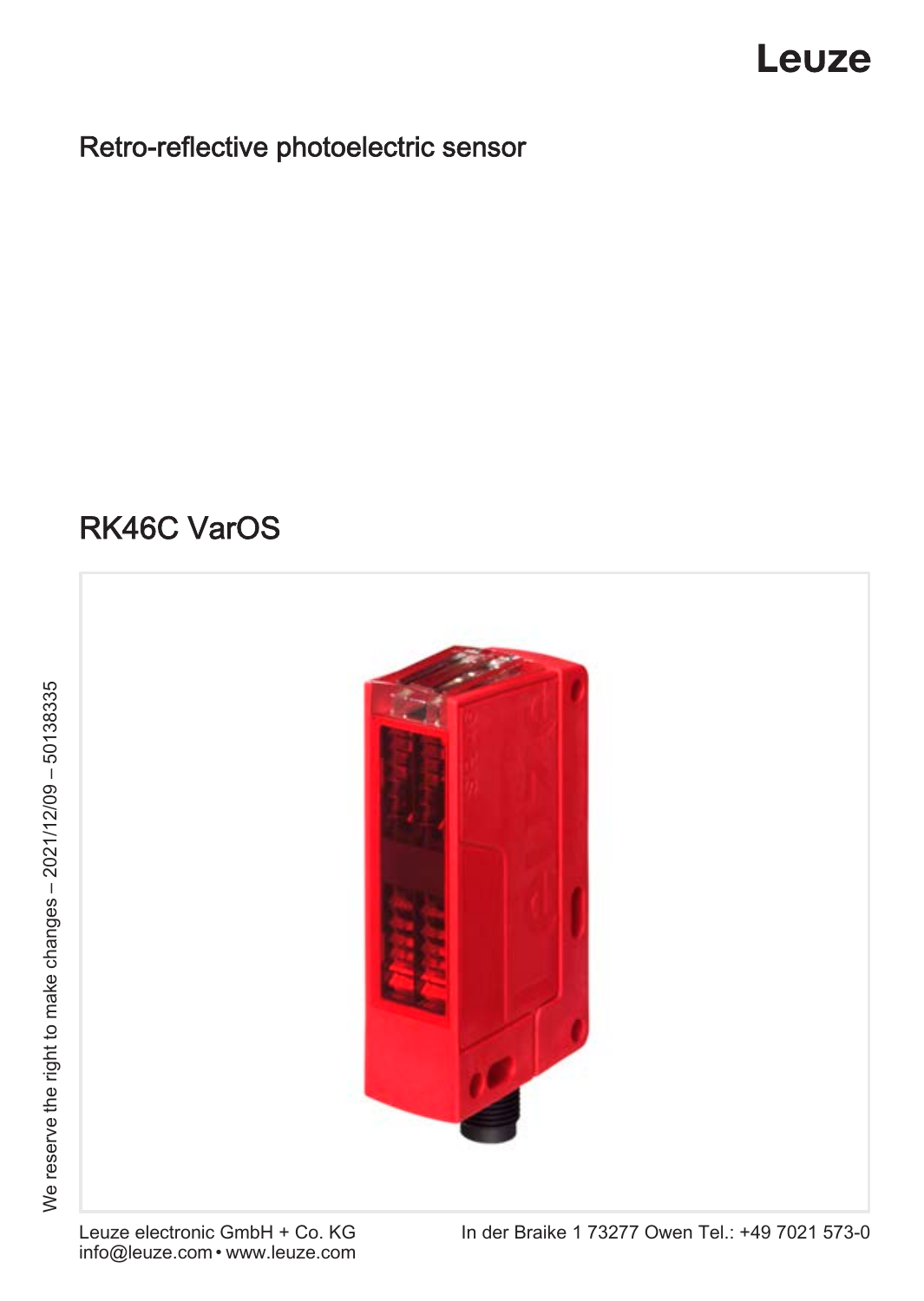# Leuze

## Retro-reflective photoelectric sensor

## RK46C VarOS

We reserve the right to make changes – 2021/12/09 – 50138335

Leuze electronic GmbH + Co. KG
info@leuze.com • www.leuze.com

In der Braike 1 73277 Owen Tel.: +49 7021 573-0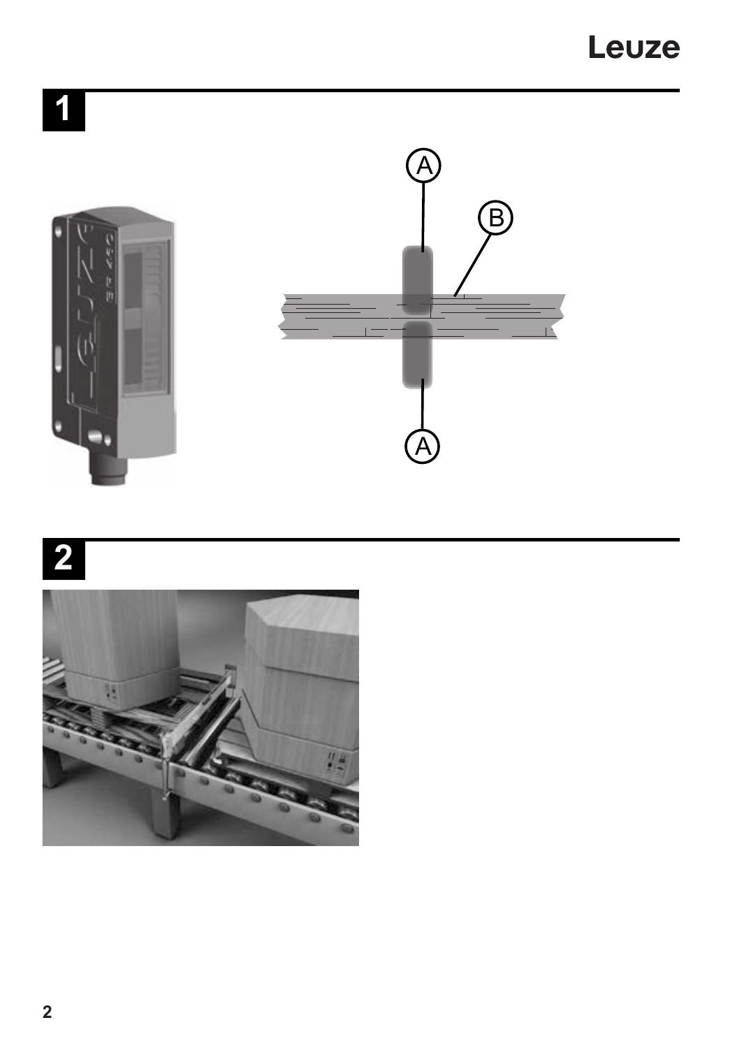# 1

A

B

A

# 2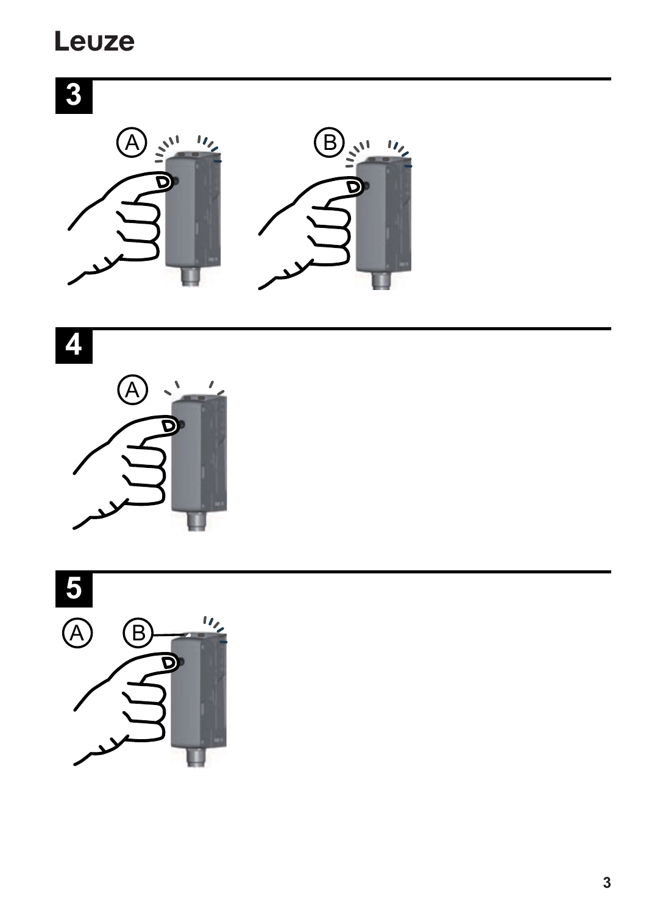## 3

(A) (B)

## 4

(A)

## 5

(A) (B)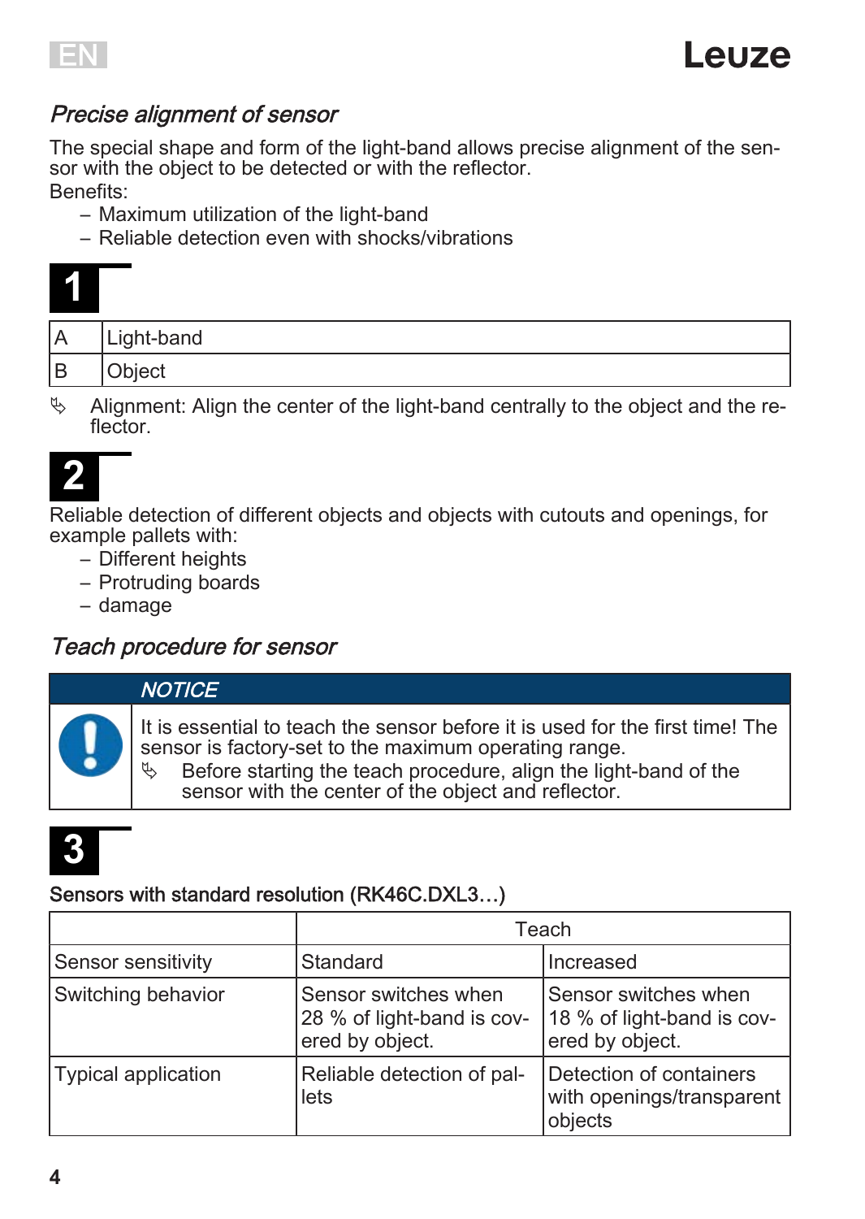## *Precise alignment of sensor*

The special shape and form of the light-band allows precise alignment of the sensor with the object to be detected or with the reflector.

Benefits:

- Maximum utilization of the light-band
- Reliable detection even with shocks/vibrations

**1**

| | |
|---|---|
| A | Light-band |
| B | Object |

↳ Alignment: Align the center of the light-band centrally to the object and the reflector.

**2**

Reliable detection of different objects and objects with cutouts and openings, for example pallets with:

- Different heights
- Protruding boards
- damage

## *Teach procedure for sensor*

> ***NOTICE***
>
> It is essential to teach the sensor before it is used for the first time! The sensor is factory-set to the maximum operating range.
>
> ↳ Before starting the teach procedure, align the light-band of the sensor with the center of the object and reflector.

**3**

Sensors with standard resolution (RK46C.DXL3…)

| | Teach | |
|---|---|---|
| Sensor sensitivity | Standard | Increased |
| Switching behavior | Sensor switches when 28 % of light-band is covered by object. | Sensor switches when 18 % of light-band is covered by object. |
| Typical application | Reliable detection of pallets | Detection of containers with openings/transparent objects |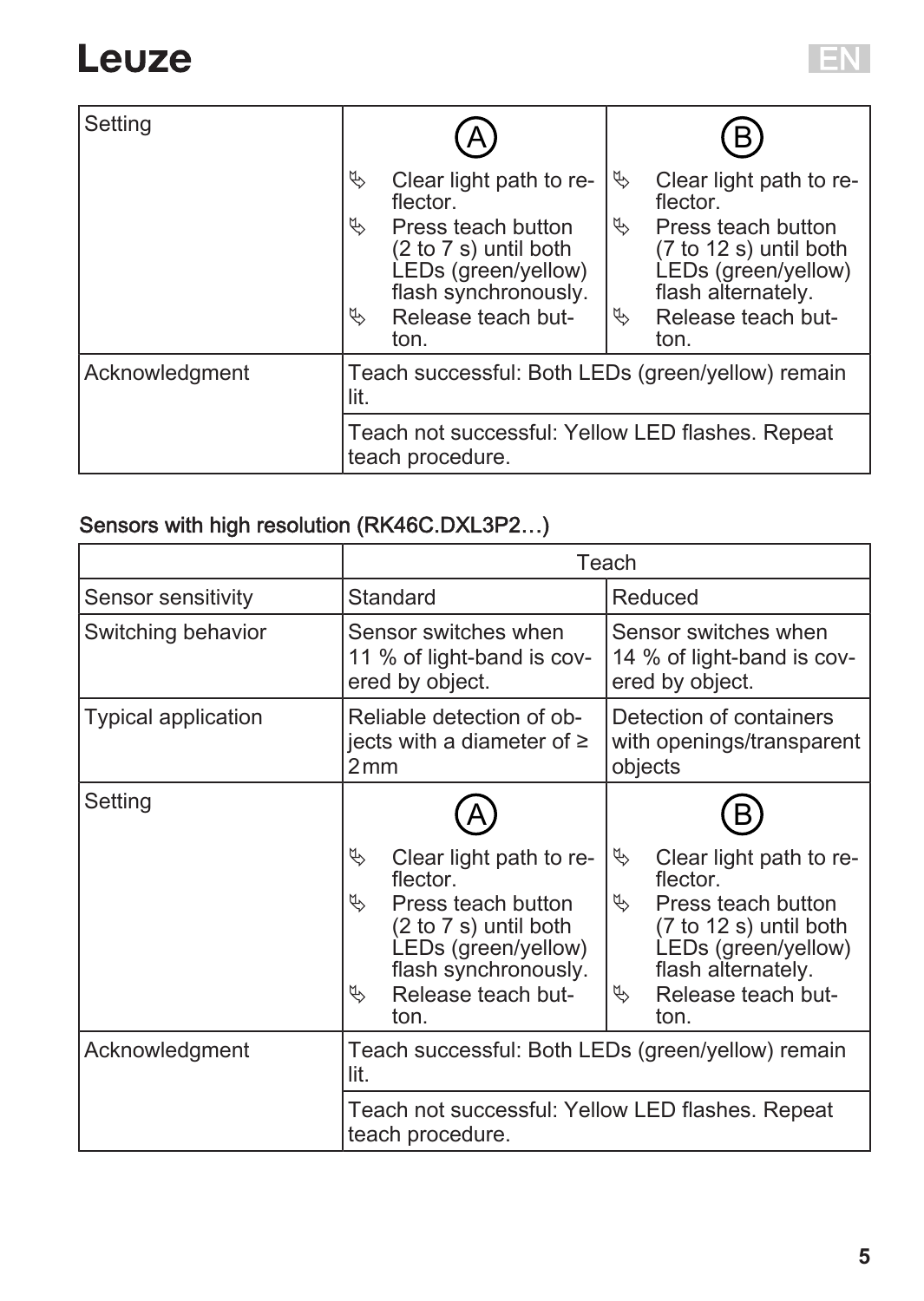| Setting | Ⓐ<br>↳ Clear light path to reflector.<br>↳ Press teach button (2 to 7 s) until both LEDs (green/yellow) flash synchronously.<br>↳ Release teach button. | Ⓑ<br>↳ Clear light path to reflector.<br>↳ Press teach button (7 to 12 s) until both LEDs (green/yellow) flash alternately.<br>↳ Release teach button. |
|---|---|---|
| Acknowledgment | Teach successful: Both LEDs (green/yellow) remain lit. | |
| | Teach not successful: Yellow LED flashes. Repeat teach procedure. | |

**Sensors with high resolution (RK46C.DXL3P2…)**

| | Teach | |
|---|---|---|
| Sensor sensitivity | Standard | Reduced |
| Switching behavior | Sensor switches when 11 % of light-band is covered by object. | Sensor switches when 14 % of light-band is covered by object. |
| Typical application | Reliable detection of objects with a diameter of ≥ 2 mm | Detection of containers with openings/transparent objects |
| Setting | Ⓐ<br>↳ Clear light path to reflector.<br>↳ Press teach button (2 to 7 s) until both LEDs (green/yellow) flash synchronously.<br>↳ Release teach button. | Ⓑ<br>↳ Clear light path to reflector.<br>↳ Press teach button (7 to 12 s) until both LEDs (green/yellow) flash alternately.<br>↳ Release teach button. |
| Acknowledgment | Teach successful: Both LEDs (green/yellow) remain lit. | |
| | Teach not successful: Yellow LED flashes. Repeat teach procedure. | |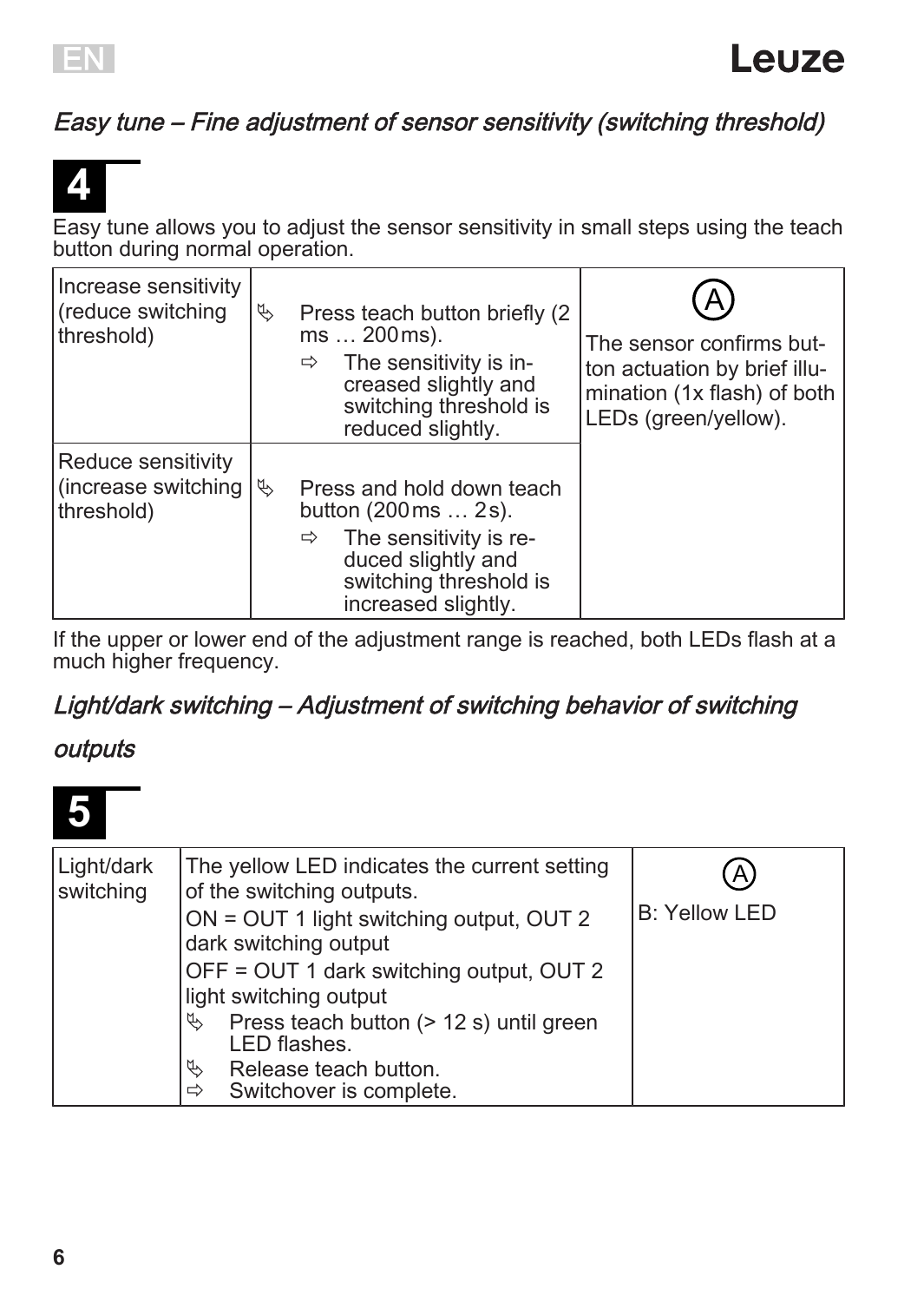## *Easy tune – Fine adjustment of sensor sensitivity (switching threshold)*

**4**

Easy tune allows you to adjust the sensor sensitivity in small steps using the teach button during normal operation.

| | | |
|---|---|---|
| Increase sensitivity (reduce switching threshold) | ☞ Press teach button briefly (2 ms … 200 ms).<br>⇨ The sensitivity is increased slightly and switching threshold is reduced slightly. | (A)<br>The sensor confirms button actuation by brief illumination (1x flash) of both LEDs (green/yellow). |
| Reduce sensitivity (increase switching threshold) | ☞ Press and hold down teach button (200 ms … 2 s).<br>⇨ The sensitivity is reduced slightly and switching threshold is increased slightly. | |

If the upper or lower end of the adjustment range is reached, both LEDs flash at a much higher frequency.

## *Light/dark switching – Adjustment of switching behavior of switching outputs*

**5**

| | | |
|---|---|---|
| Light/dark switching | The yellow LED indicates the current setting of the switching outputs.<br>ON = OUT 1 light switching output, OUT 2 dark switching output<br>OFF = OUT 1 dark switching output, OUT 2 light switching output<br>☞ Press teach button (> 12 s) until green LED flashes.<br>☞ Release teach button.<br>⇨ Switchover is complete. | (A)<br>B: Yellow LED |